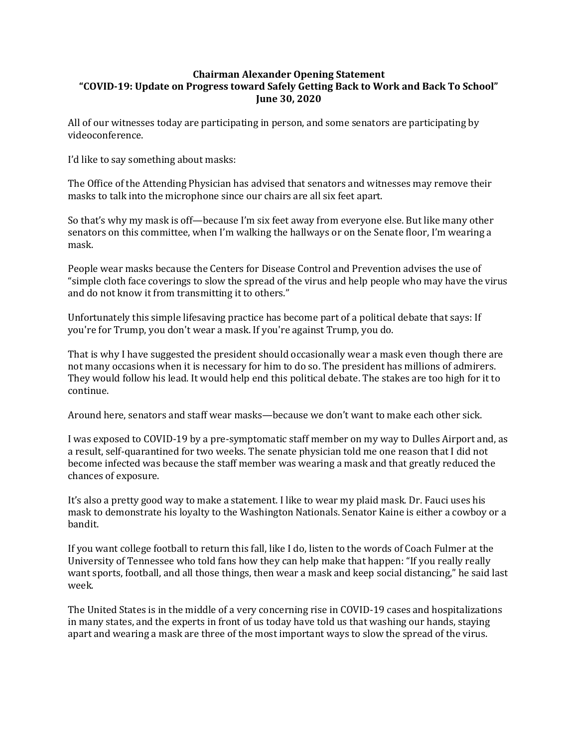**Chairman Alexander Opening Statement**
**"COVID-19: Update on Progress toward Safely Getting Back to Work and Back To School"**
**June 30, 2020**

All of our witnesses today are participating in person, and some senators are participating by videoconference.

I'd like to say something about masks:

The Office of the Attending Physician has advised that senators and witnesses may remove their masks to talk into the microphone since our chairs are all six feet apart.

So that's why my mask is off—because I'm six feet away from everyone else. But like many other senators on this committee, when I'm walking the hallways or on the Senate floor, I'm wearing a mask.

People wear masks because the Centers for Disease Control and Prevention advises the use of "simple cloth face coverings to slow the spread of the virus and help people who may have the virus and do not know it from transmitting it to others."

Unfortunately this simple lifesaving practice has become part of a political debate that says: If you're for Trump, you don't wear a mask. If you're against Trump, you do.

That is why I have suggested the president should occasionally wear a mask even though there are not many occasions when it is necessary for him to do so. The president has millions of admirers. They would follow his lead. It would help end this political debate. The stakes are too high for it to continue.

Around here, senators and staff wear masks—because we don't want to make each other sick.

I was exposed to COVID-19 by a pre-symptomatic staff member on my way to Dulles Airport and, as a result, self-quarantined for two weeks. The senate physician told me one reason that I did not become infected was because the staff member was wearing a mask and that greatly reduced the chances of exposure.

It's also a pretty good way to make a statement. I like to wear my plaid mask. Dr. Fauci uses his mask to demonstrate his loyalty to the Washington Nationals. Senator Kaine is either a cowboy or a bandit.

If you want college football to return this fall, like I do, listen to the words of Coach Fulmer at the University of Tennessee who told fans how they can help make that happen: "If you really really want sports, football, and all those things, then wear a mask and keep social distancing," he said last week.

The United States is in the middle of a very concerning rise in COVID-19 cases and hospitalizations in many states, and the experts in front of us today have told us that washing our hands, staying apart and wearing a mask are three of the most important ways to slow the spread of the virus.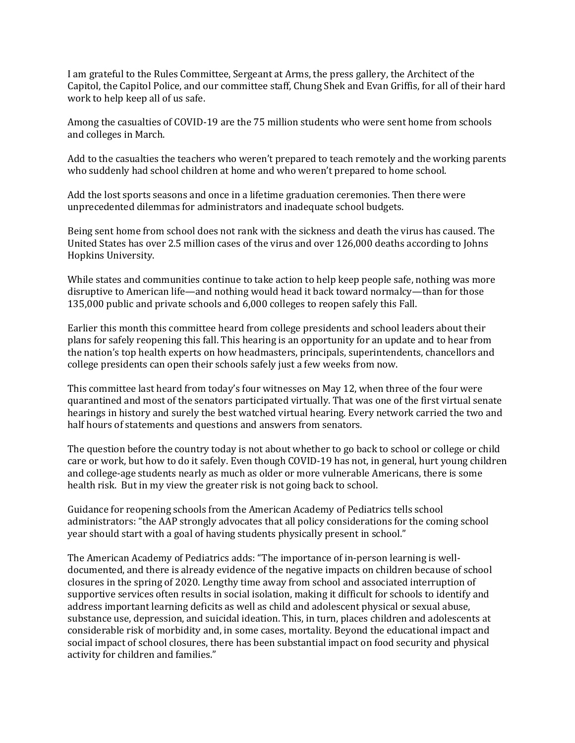I am grateful to the Rules Committee, Sergeant at Arms, the press gallery, the Architect of the Capitol, the Capitol Police, and our committee staff, Chung Shek and Evan Griffis, for all of their hard work to help keep all of us safe.

Among the casualties of COVID-19 are the 75 million students who were sent home from schools and colleges in March.

Add to the casualties the teachers who weren't prepared to teach remotely and the working parents who suddenly had school children at home and who weren't prepared to home school.

Add the lost sports seasons and once in a lifetime graduation ceremonies. Then there were unprecedented dilemmas for administrators and inadequate school budgets.

Being sent home from school does not rank with the sickness and death the virus has caused. The United States has over 2.5 million cases of the virus and over 126,000 deaths according to Johns Hopkins University.

While states and communities continue to take action to help keep people safe, nothing was more disruptive to American life—and nothing would head it back toward normalcy—than for those 135,000 public and private schools and 6,000 colleges to reopen safely this Fall.

Earlier this month this committee heard from college presidents and school leaders about their plans for safely reopening this fall. This hearing is an opportunity for an update and to hear from the nation's top health experts on how headmasters, principals, superintendents, chancellors and college presidents can open their schools safely just a few weeks from now.

This committee last heard from today's four witnesses on May 12, when three of the four were quarantined and most of the senators participated virtually. That was one of the first virtual senate hearings in history and surely the best watched virtual hearing. Every network carried the two and half hours of statements and questions and answers from senators.

The question before the country today is not about whether to go back to school or college or child care or work, but how to do it safely. Even though COVID-19 has not, in general, hurt young children and college-age students nearly as much as older or more vulnerable Americans, there is some health risk. But in my view the greater risk is not going back to school.

Guidance for reopening schools from the American Academy of Pediatrics tells school administrators: "the AAP strongly advocates that all policy considerations for the coming school year should start with a goal of having students physically present in school."

The American Academy of Pediatrics adds: "The importance of in-person learning is well-documented, and there is already evidence of the negative impacts on children because of school closures in the spring of 2020. Lengthy time away from school and associated interruption of supportive services often results in social isolation, making it difficult for schools to identify and address important learning deficits as well as child and adolescent physical or sexual abuse, substance use, depression, and suicidal ideation. This, in turn, places children and adolescents at considerable risk of morbidity and, in some cases, mortality. Beyond the educational impact and social impact of school closures, there has been substantial impact on food security and physical activity for children and families."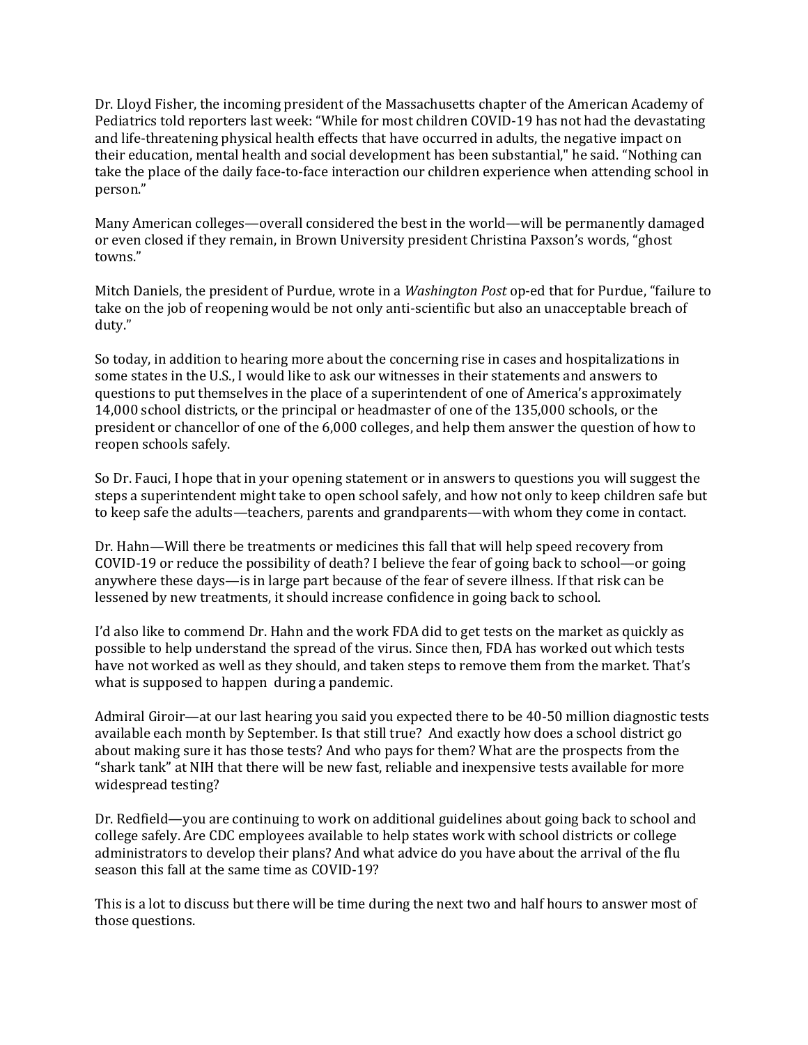Dr. Lloyd Fisher, the incoming president of the Massachusetts chapter of the American Academy of Pediatrics told reporters last week: "While for most children COVID-19 has not had the devastating and life-threatening physical health effects that have occurred in adults, the negative impact on their education, mental health and social development has been substantial," he said. "Nothing can take the place of the daily face-to-face interaction our children experience when attending school in person."

Many American colleges—overall considered the best in the world—will be permanently damaged or even closed if they remain, in Brown University president Christina Paxson's words, "ghost towns."

Mitch Daniels, the president of Purdue, wrote in a *Washington Post* op-ed that for Purdue, "failure to take on the job of reopening would be not only anti-scientific but also an unacceptable breach of duty."

So today, in addition to hearing more about the concerning rise in cases and hospitalizations in some states in the U.S., I would like to ask our witnesses in their statements and answers to questions to put themselves in the place of a superintendent of one of America's approximately 14,000 school districts, or the principal or headmaster of one of the 135,000 schools, or the president or chancellor of one of the 6,000 colleges, and help them answer the question of how to reopen schools safely.

So Dr. Fauci, I hope that in your opening statement or in answers to questions you will suggest the steps a superintendent might take to open school safely, and how not only to keep children safe but to keep safe the adults—teachers, parents and grandparents—with whom they come in contact.

Dr. Hahn—Will there be treatments or medicines this fall that will help speed recovery from COVID-19 or reduce the possibility of death? I believe the fear of going back to school—or going anywhere these days—is in large part because of the fear of severe illness. If that risk can be lessened by new treatments, it should increase confidence in going back to school.

I'd also like to commend Dr. Hahn and the work FDA did to get tests on the market as quickly as possible to help understand the spread of the virus. Since then, FDA has worked out which tests have not worked as well as they should, and taken steps to remove them from the market. That's what is supposed to happen during a pandemic.

Admiral Giroir—at our last hearing you said you expected there to be 40-50 million diagnostic tests available each month by September. Is that still true? And exactly how does a school district go about making sure it has those tests? And who pays for them? What are the prospects from the "shark tank" at NIH that there will be new fast, reliable and inexpensive tests available for more widespread testing?

Dr. Redfield—you are continuing to work on additional guidelines about going back to school and college safely. Are CDC employees available to help states work with school districts or college administrators to develop their plans? And what advice do you have about the arrival of the flu season this fall at the same time as COVID-19?

This is a lot to discuss but there will be time during the next two and half hours to answer most of those questions.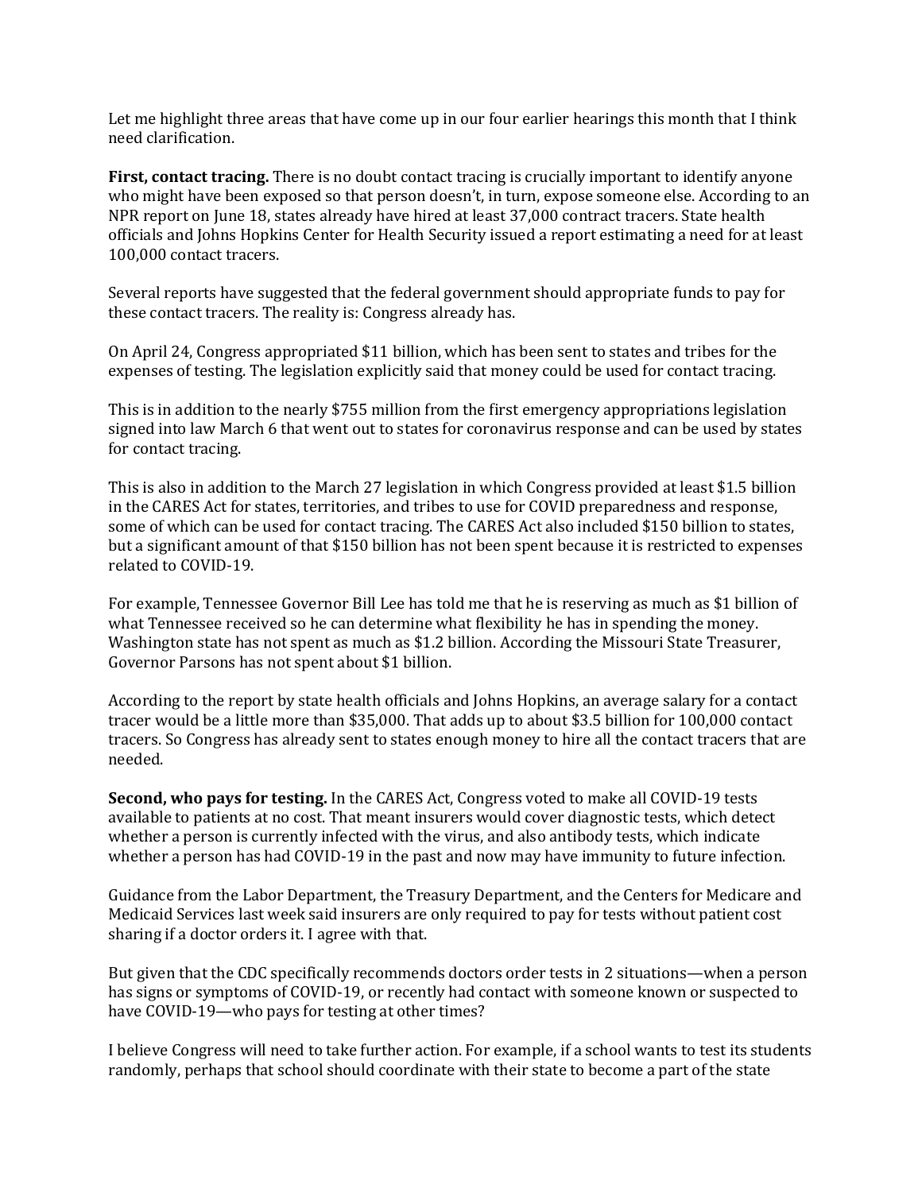Let me highlight three areas that have come up in our four earlier hearings this month that I think need clarification.

**First, contact tracing.** There is no doubt contact tracing is crucially important to identify anyone who might have been exposed so that person doesn't, in turn, expose someone else. According to an NPR report on June 18, states already have hired at least 37,000 contract tracers. State health officials and Johns Hopkins Center for Health Security issued a report estimating a need for at least 100,000 contact tracers.

Several reports have suggested that the federal government should appropriate funds to pay for these contact tracers. The reality is: Congress already has.

On April 24, Congress appropriated $11 billion, which has been sent to states and tribes for the expenses of testing. The legislation explicitly said that money could be used for contact tracing.

This is in addition to the nearly $755 million from the first emergency appropriations legislation signed into law March 6 that went out to states for coronavirus response and can be used by states for contact tracing.

This is also in addition to the March 27 legislation in which Congress provided at least $1.5 billion in the CARES Act for states, territories, and tribes to use for COVID preparedness and response, some of which can be used for contact tracing. The CARES Act also included $150 billion to states, but a significant amount of that $150 billion has not been spent because it is restricted to expenses related to COVID-19.

For example, Tennessee Governor Bill Lee has told me that he is reserving as much as $1 billion of what Tennessee received so he can determine what flexibility he has in spending the money. Washington state has not spent as much as $1.2 billion. According the Missouri State Treasurer, Governor Parsons has not spent about $1 billion.

According to the report by state health officials and Johns Hopkins, an average salary for a contact tracer would be a little more than $35,000. That adds up to about $3.5 billion for 100,000 contact tracers. So Congress has already sent to states enough money to hire all the contact tracers that are needed.

**Second, who pays for testing.** In the CARES Act, Congress voted to make all COVID-19 tests available to patients at no cost. That meant insurers would cover diagnostic tests, which detect whether a person is currently infected with the virus, and also antibody tests, which indicate whether a person has had COVID-19 in the past and now may have immunity to future infection.

Guidance from the Labor Department, the Treasury Department, and the Centers for Medicare and Medicaid Services last week said insurers are only required to pay for tests without patient cost sharing if a doctor orders it. I agree with that.

But given that the CDC specifically recommends doctors order tests in 2 situations—when a person has signs or symptoms of COVID-19, or recently had contact with someone known or suspected to have COVID-19—who pays for testing at other times?

I believe Congress will need to take further action. For example, if a school wants to test its students randomly, perhaps that school should coordinate with their state to become a part of the state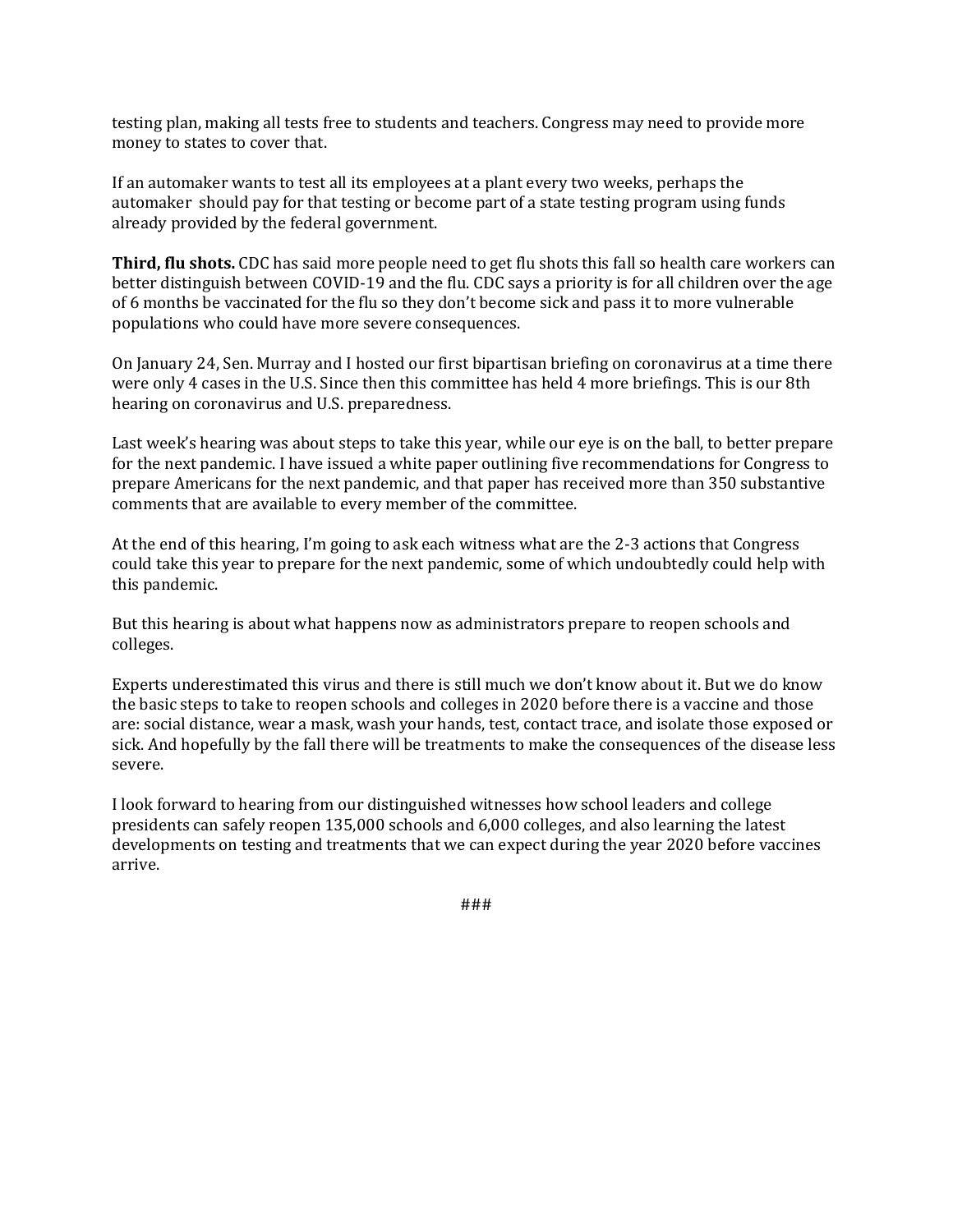testing plan, making all tests free to students and teachers. Congress may need to provide more money to states to cover that.

If an automaker wants to test all its employees at a plant every two weeks, perhaps the automaker should pay for that testing or become part of a state testing program using funds already provided by the federal government.

**Third, flu shots.** CDC has said more people need to get flu shots this fall so health care workers can better distinguish between COVID-19 and the flu. CDC says a priority is for all children over the age of 6 months be vaccinated for the flu so they don't become sick and pass it to more vulnerable populations who could have more severe consequences.

On January 24, Sen. Murray and I hosted our first bipartisan briefing on coronavirus at a time there were only 4 cases in the U.S. Since then this committee has held 4 more briefings. This is our 8th hearing on coronavirus and U.S. preparedness.

Last week's hearing was about steps to take this year, while our eye is on the ball, to better prepare for the next pandemic. I have issued a white paper outlining five recommendations for Congress to prepare Americans for the next pandemic, and that paper has received more than 350 substantive comments that are available to every member of the committee.

At the end of this hearing, I'm going to ask each witness what are the 2-3 actions that Congress could take this year to prepare for the next pandemic, some of which undoubtedly could help with this pandemic.

But this hearing is about what happens now as administrators prepare to reopen schools and colleges.

Experts underestimated this virus and there is still much we don't know about it. But we do know the basic steps to take to reopen schools and colleges in 2020 before there is a vaccine and those are: social distance, wear a mask, wash your hands, test, contact trace, and isolate those exposed or sick. And hopefully by the fall there will be treatments to make the consequences of the disease less severe.

I look forward to hearing from our distinguished witnesses how school leaders and college presidents can safely reopen 135,000 schools and 6,000 colleges, and also learning the latest developments on testing and treatments that we can expect during the year 2020 before vaccines arrive.

###